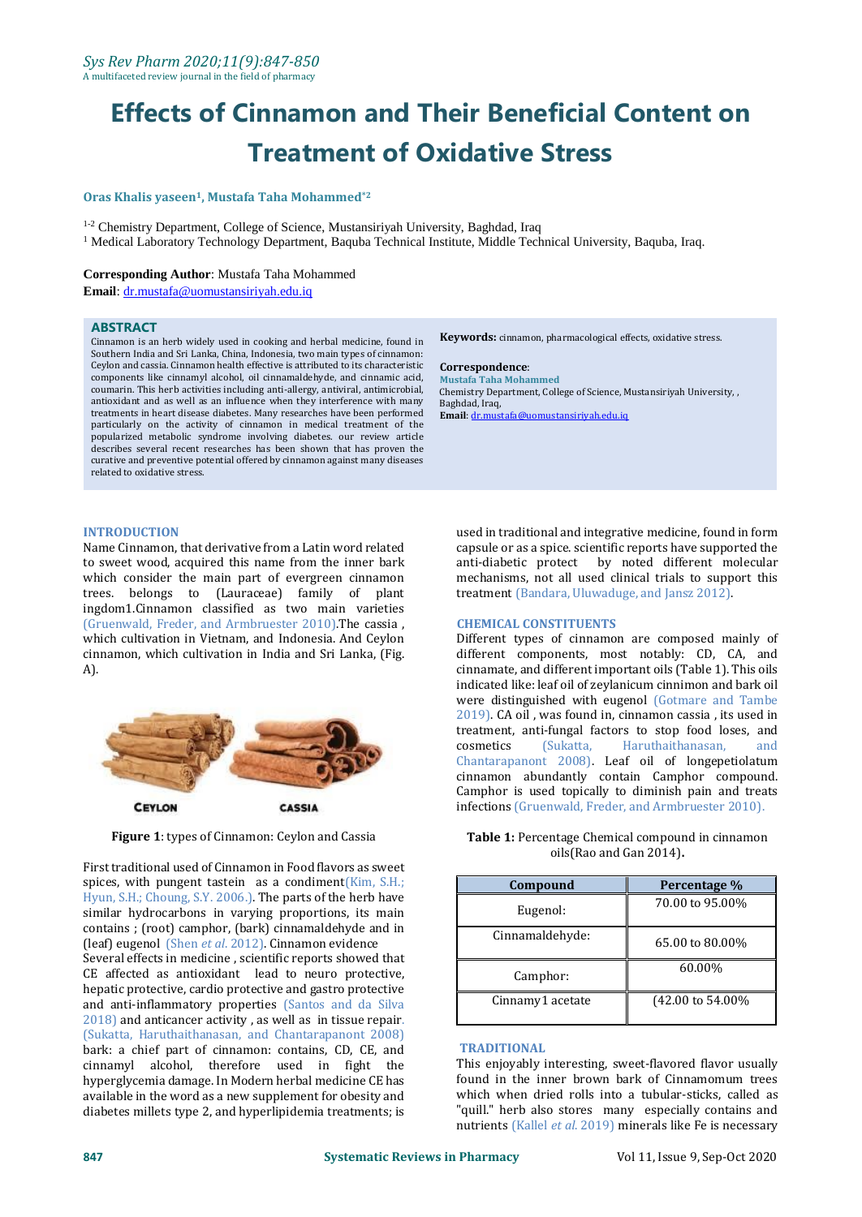# Effects of Cinnamon and Their Beneficial Content on Treatment of Oxidative Stress

**Oras Khalis yaseen[1], Mustafa Taha Mohammed*[2]**

[1-2] Chemistry Department, College of Science, Mustansiriyah University, Baghdad, Iraq
[1] Medical Laboratory Technology Department, Baquba Technical Institute, Middle Technical University, Baquba, Iraq.

**Corresponding Author**: Mustafa Taha Mohammed
**Email**: dr.mustafa@uomustansiriyah.edu.iq

## ABSTRACT

Cinnamon is an herb widely used in cooking and herbal medicine, found in Southern India and Sri Lanka, China, Indonesia, two main types of cinnamon: Ceylon and cassia. Cinnamon health effective is attributed to its characteristic components like cinnamyl alcohol, oil cinnamaldehyde, and cinnamic acid, coumarin. This herb activities including anti-allergy, antiviral, antimicrobial, antioxidant and as well as an influence when they interference with many treatments in heart disease diabetes. Many researches have been performed particularly on the activity of cinnamon in medical treatment of the popularized metabolic syndrome involving diabetes. our review article describes several recent researches has been shown that has proven the curative and preventive potential offered by cinnamon against many diseases related to oxidative stress.

**Keywords:** cinnamon, pharmacological effects, oxidative stress.

**Correspondence**:
**Mustafa Taha Mohammed**
Chemistry Department, College of Science, Mustansiriyah University, , Baghdad, Iraq,
**Email**: dr.mustafa@uomustansiriyah.edu.iq

## INTRODUCTION

Name Cinnamon, that derivative from a Latin word related to sweet wood, acquired this name from the inner bark which consider the main part of evergreen cinnamon trees. belongs to (Lauraceae) family of plant ingdom1.Cinnamon classified as two main varieties (Gruenwald, Freder, and Armbruester 2010).The cassia , which cultivation in Vietnam, and Indonesia. And Ceylon cinnamon, which cultivation in India and Sri Lanka, (Fig. A).

**Figure 1**: types of Cinnamon: Ceylon and Cassia

First traditional used of Cinnamon in Food flavors as sweet spices, with pungent tastein as a condiment(Kim, S.H.; Hyun, S.H.; Choung, S.Y. 2006.). The parts of the herb have similar hydrocarbons in varying proportions, its main contains ; (root) camphor, (bark) cinnamaldehyde and in (leaf) eugenol (Shen *et al.* 2012). Cinnamon evidence
Several effects in medicine , scientific reports showed that CE affected as antioxidant lead to neuro protective, hepatic protective, cardio protective and gastro protective and anti-inflammatory properties (Santos and da Silva 2018) and anticancer activity , as well as in tissue repair. (Sukatta, Haruthaithanasan, and Chantarapanont 2008) bark: a chief part of cinnamon: contains, CD, CE, and cinnamyl alcohol, therefore used in fight the hyperglycemia damage. In Modern herbal medicine CE has available in the word as a new supplement for obesity and diabetes millets type 2, and hyperlipidemia treatments; is used in traditional and integrative medicine, found in form capsule or as a spice. scientific reports have supported the anti-diabetic protect by noted different molecular mechanisms, not all used clinical trials to support this treatment (Bandara, Uluwaduge, and Jansz 2012).

## CHEMICAL CONSTITUENTS

Different types of cinnamon are composed mainly of different components, most notably: CD, CA, and cinnamate, and different important oils (Table 1). This oils indicated like: leaf oil of zeylanicum cinnimon and bark oil were distinguished with eugenol (Gotmare and Tambe 2019). CA oil , was found in, cinnamon cassia , its used in treatment, anti-fungal factors to stop food loses, and cosmetics (Sukatta, Haruthaithanasan, and Chantarapanont 2008). Leaf oil of longepetiolatum cinnamon abundantly contain Camphor compound. Camphor is used topically to diminish pain and treats infections (Gruenwald, Freder, and Armbruester 2010).

**Table 1:** Percentage Chemical compound in cinnamon oils(Rao and Gan 2014).

| Compound | Percentage % |
|---|---|
| Eugenol: | 70.00 to 95.00% |
| Cinnamaldehyde: | 65.00 to 80.00% |
| Camphor: | 60.00% |
| Cinnamy1 acetate | (42.00 to 54.00% |

## TRADITIONAL

This enjoyably interesting, sweet-flavored flavor usually found in the inner brown bark of Cinnamomum trees which when dried rolls into a tubular-sticks, called as "quill." herb also stores many especially contains and nutrients (Kallel *et al.* 2019) minerals like Fe is necessary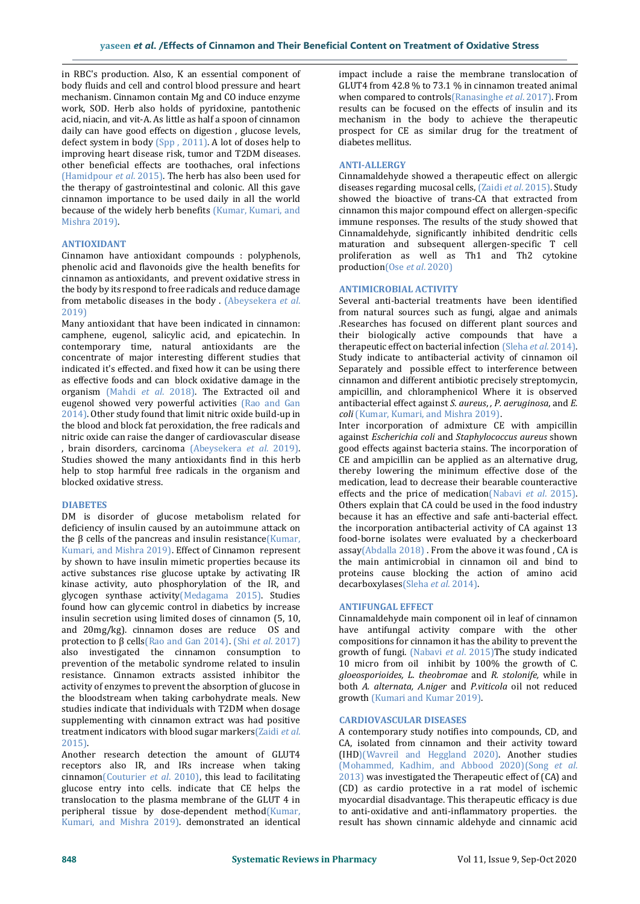in RBC's production. Also, K an essential component of body fluids and cell and control blood pressure and heart mechanism. Cinnamon contain Mg and CO induce enzyme work, SOD. Herb also holds of pyridoxine, pantothenic acid, niacin, and vit-A. As little as half a spoon of cinnamon daily can have good effects on digestion , glucose levels, defect system in body (Spp , 2011). A lot of doses help to improving heart disease risk, tumor and T2DM diseases. other beneficial effects are toothaches, oral infections (Hamidpour *et al.* 2015). The herb has also been used for the therapy of gastrointestinal and colonic. All this gave cinnamon importance to be used daily in all the world because of the widely herb benefits (Kumar, Kumari, and Mishra 2019).

## ANTIOXIDANT

Cinnamon have antioxidant compounds : polyphenols, phenolic acid and flavonoids give the health benefits for cinnamon as antioxidants, and prevent oxidative stress in the body by its respond to free radicals and reduce damage from metabolic diseases in the body . (Abeysekera *et al.* 2019)

Many antioxidant that have been indicated in cinnamon: camphene, eugenol, salicylic acid, and epicatechin. In contemporary time, natural antioxidants are the concentrate of major interesting different studies that indicated it's effected. and fixed how it can be using there as effective foods and can block oxidative damage in the organism (Mahdi *et al.* 2018). The Extracted oil and eugenol showed very powerful activities (Rao and Gan 2014). Other study found that limit nitric oxide build-up in the blood and block fat peroxidation, the free radicals and nitric oxide can raise the danger of cardiovascular disease , brain disorders, carcinoma (Abeysekera *et al.* 2019). Studies showed the many antioxidants find in this herb help to stop harmful free radicals in the organism and blocked oxidative stress.

## DIABETES

DM is disorder of glucose metabolism related for deficiency of insulin caused by an autoimmune attack on the β cells of the pancreas and insulin resistance(Kumar, Kumari, and Mishra 2019). Effect of Cinnamon represent by shown to have insulin mimetic properties because its active substances rise glucose uptake by activating IR kinase activity, auto phosphorylation of the IR, and glycogen synthase activity(Medagama 2015). Studies found how can glycemic control in diabetics by increase insulin secretion using limited doses of cinnamon (5, 10, and 20mg/kg). cinnamon doses are reduce OS and protection to β cells(Rao and Gan 2014). (Shi *et al.* 2017) also investigated the cinnamon consumption to prevention of the metabolic syndrome related to insulin resistance. Cinnamon extracts assisted inhibitor the activity of enzymes to prevent the absorption of glucose in the bloodstream when taking carbohydrate meals. New studies indicate that individuals with T2DM when dosage supplementing with cinnamon extract was had positive treatment indicators with blood sugar markers(Zaidi *et al.* 2015).

Another research detection the amount of GLUT4 receptors also IR, and IRs increase when taking cinnamon(Couturier *et al.* 2010), this lead to facilitating glucose entry into cells. indicate that CE helps the translocation to the plasma membrane of the GLUT 4 in peripheral tissue by dose-dependent method(Kumar, Kumari, and Mishra 2019). demonstrated an identical impact include a raise the membrane translocation of GLUT4 from 42.8 % to 73.1 % in cinnamon treated animal when compared to controls(Ranasinghe *et al.* 2017). From results can be focused on the effects of insulin and its mechanism in the body to achieve the therapeutic prospect for CE as similar drug for the treatment of diabetes mellitus.

## ANTI-ALLERGY

Cinnamaldehyde showed a therapeutic effect on allergic diseases regarding mucosal cells, (Zaidi *et al.* 2015). Study showed the bioactive of trans-CA that extracted from cinnamon this major compound effect on allergen-specific immune responses. The results of the study showed that Cinnamaldehyde, significantly inhibited dendritic cells maturation and subsequent allergen-specific T cell proliferation as well as Th1 and Th2 cytokine production(Ose *et al.* 2020)

## ANTIMICROBIAL ACTIVITY

Several anti-bacterial treatments have been identified from natural sources such as fungi, algae and animals .Researches has focused on different plant sources and their biologically active compounds that have a therapeutic effect on bacterial infection (Sleha *et al.* 2014). Study indicate to antibacterial activity of cinnamon oil Separately and possible effect to interference between cinnamon and different antibiotic precisely streptomycin, ampicillin, and chloramphenicol Where it is observed antibacterial effect against *S. aureus*, , *P. aeruginosa*, and *E. coli* (Kumar, Kumari, and Mishra 2019).

Inter incorporation of admixture CE with ampicillin against *Escherichia coli* and *Staphylococcus aureus* shown good effects against bacteria stains. The incorporation of CE and ampicillin can be applied as an alternative drug, thereby lowering the minimum effective dose of the medication, lead to decrease their bearable counteractive effects and the price of medication(Nabavi *et al.* 2015). Others explain that CA could be used in the food industry because it has an effective and safe anti-bacterial effect. the incorporation antibacterial activity of CA against 13 food-borne isolates were evaluated by a checkerboard assay(Abdalla 2018) . From the above it was found , CA is the main antimicrobial in cinnamon oil and bind to proteins cause blocking the action of amino acid decarboxylases(Sleha *et al.* 2014).

## ANTIFUNGAL EFFECT

Cinnamaldehyde main component oil in leaf of cinnamon have antifungal activity compare with the other compositions for cinnamon it has the ability to prevent the growth of fungi. (Nabavi *et al.* 2015)The study indicated 10 micro from oil inhibit by 100% the growth of *C. gloeosporioides, L. theobromae* and *R. stolonife,* while in both *A. alternata, A.niger* and *P.viticola* oil not reduced growth (Kumari and Kumar 2019).

## CARDIOVASCULAR DISEASES

A contemporary study notifies into compounds, CD, and CA, isolated from cinnamon and their activity toward (IHD)(Wavreil and Heggland 2020). Another studies (Mohammed, Kadhim, and Abbood 2020)(Song *et al.* 2013) was investigated the Therapeutic effect of (CA) and (CD) as cardio protective in a rat model of ischemic myocardial disadvantage. This therapeutic efficacy is due to anti-oxidative and anti-inflammatory properties. the result has shown cinnamic aldehyde and cinnamic acid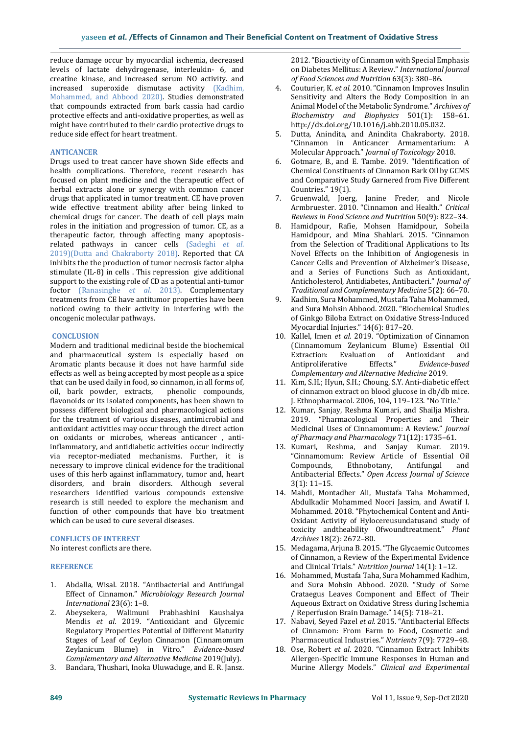reduce damage occur by myocardial ischemia, decreased levels of lactate dehydrogenase, interleukin- 6, and creatine kinase, and increased serum NO activity. and increased superoxide dismutase activity (Kadhim, Mohammed, and Abbood 2020). Studies demonstrated that compounds extracted from bark cassia had cardio protective effects and anti-oxidative properties, as well as might have contributed to their cardio protective drugs to reduce side effect for heart treatment.

## ANTICANCER

Drugs used to treat cancer have shown Side effects and health complications. Therefore, recent research has focused on plant medicine and the therapeutic effect of herbal extracts alone or synergy with common cancer drugs that applicated in tumor treatment. CE have proven wide effective treatment ability after being linked to chemical drugs for cancer. The death of cell plays main roles in the initiation and progression of tumor. CE, as a therapeutic factor, through affecting many apoptosis-related pathways in cancer cells (Sadeghi *et al.* 2019)(Dutta and Chakraborty 2018). Reported that CA inhibits the the production of tumor necrosis factor alpha stimulate (IL-8) in cells . This repression give additional support to the existing role of CD as a potential anti-tumor foctor (Ranasinghe *et al.* 2013). Complementary treatments from CE have antitumor properties have been noticed owing to their activity in interfering with the oncogenic molecular pathways.

## CONCLUSION

Modern and traditional medicinal beside the biochemical and pharmaceutical system is especially based on Aromatic plants because it does not have harmful side effects as well as being accepted by most people as a spice that can be used daily in food, so cinnamon, in all forms of, oil, bark powder, extracts, phenolic compounds, flavonoids or its isolated components, has been shown to possess different biological and pharmacological actions for the treatment of various diseases, antimicrobial and antioxidant activities may occur through the direct action on oxidants or microbes, whereas anticancer , anti-inflammatory, and antidiabetic activities occur indirectly via receptor-mediated mechanisms. Further, it is necessary to improve clinical evidence for the traditional uses of this herb against inflammatory, tumor and, heart disorders, and brain disorders. Although several researchers identified various compounds extensive research is still needed to explore the mechanism and function of other compounds that have bio treatment which can be used to cure several diseases.

## CONFLICTS OF INTEREST

No interest conflicts are there.

## REFERENCE

1. Abdalla, Wisal. 2018. "Antibacterial and Antifungal Effect of Cinnamon." *Microbiology Research Journal International* 23(6): 1–8.
2. Abeysekera, Walimuni Prabhashini Kaushalya Mendis *et al.* 2019. "Antioxidant and Glycemic Regulatory Properties Potential of Different Maturity Stages of Leaf of Ceylon Cinnamon (Cinnamomum Zeylanicum Blume) in Vitro." *Evidence-based Complementary and Alternative Medicine* 2019(July).
3. Bandara, Thushari, Inoka Uluwaduge, and E. R. Jansz. 2012. "Bioactivity of Cinnamon with Special Emphasis on Diabetes Mellitus: A Review." *International Journal of Food Sciences and Nutrition* 63(3): 380–86.
4. Couturier, K. *et al.* 2010. "Cinnamon Improves Insulin Sensitivity and Alters the Body Composition in an Animal Model of the Metabolic Syndrome." *Archives of Biochemistry and Biophysics* 501(1): 158–61. http://dx.doi.org/10.1016/j.abb.2010.05.032.
5. Dutta, Anindita, and Anindita Chakraborty. 2018. "Cinnamon in Anticancer Armamentarium: A Molecular Approach." *Journal of Toxicology* 2018.
6. Gotmare, B., and E. Tambe. 2019. "Identification of Chemical Constituents of Cinnamon Bark Oil by GCMS and Comparative Study Garnered from Five Different Countries." 19(1).
7. Gruenwald, Joerg, Janine Freder, and Nicole Armbruester. 2010. "Cinnamon and Health." *Critical Reviews in Food Science and Nutrition* 50(9): 822–34.
8. Hamidpour, Rafie, Mohsen Hamidpour, Soheila Hamidpour, and Mina Shahlari. 2015. "Cinnamon from the Selection of Traditional Applications to Its Novel Effects on the Inhibition of Angiogenesis in Cancer Cells and Prevention of Alzheimer's Disease, and a Series of Functions Such as Antioxidant, Anticholesterol, Antidiabetes, Antibacteri." *Journal of Traditional and Complementary Medicine* 5(2): 66–70.
9. Kadhim, Sura Mohammed, Mustafa Taha Mohammed, and Sura Mohsin Abbood. 2020. "Biochemical Studies of Ginkgo Biloba Extract on Oxidative Stress-Induced Myocardial Injuries." 14(6): 817–20.
10. Kallel, Imen *et al.* 2019. "Optimization of Cinnamon (Cinnamomum Zeylanicum Blume) Essential Oil Extraction: Evaluation of Antioxidant and Antiproliferative Effects." *Evidence-based Complementary and Alternative Medicine* 2019.
11. Kim, S.H.; Hyun, S.H.; Choung, S.Y. Anti-diabetic effect of cinnamon extract on blood glucose in db/db mice. J. Ethnopharmacol. 2006, 104, 119–123. "No Title."
12. Kumar, Sanjay, Reshma Kumari, and Shailja Mishra. 2019. "Pharmacological Properties and Their Medicinal Uses of Cinnamomum: A Review." *Journal of Pharmacy and Pharmacology* 71(12): 1735–61.
13. Kumari, Reshma, and Sanjay Kumar. 2019. "Cinnamomum: Review Article of Essential Oil Compounds, Ethnobotany, Antifungal and Antibacterial Effects." *Open Access Journal of Science* 3(1): 11–15.
14. Mahdi, Montadher Ali, Mustafa Taha Mohammed, Abdulkadir Mohammed Noori Jassim, and Awatif I. Mohammed. 2018. "Phytochemical Content and Anti-Oxidant Activity of Hylocereusundatusand study of toxicity andtheability Ofwoundtreatment." *Plant Archives* 18(2): 2672–80.
15. Medagama, Arjuna B. 2015. "The Glycaemic Outcomes of Cinnamon, a Review of the Experimental Evidence and Clinical Trials." *Nutrition Journal* 14(1): 1–12.
16. Mohammed, Mustafa Taha, Sura Mohammed Kadhim, and Sura Mohsin Abbood. 2020. "Study of Some Crataegus Leaves Component and Effect of Their Aqueous Extract on Oxidative Stress during Ischemia / Reperfusion Brain Damage." 14(5): 718–21.
17. Nabavi, Seyed Fazel *et al.* 2015. "Antibacterial Effects of Cinnamon: From Farm to Food, Cosmetic and Pharmaceutical Industries." *Nutrients* 7(9): 7729–48.
18. Ose, Robert *et al.* 2020. "Cinnamon Extract Inhibits Allergen-Specific Immune Responses in Human and Murine Allergy Models." *Clinical and Experimental*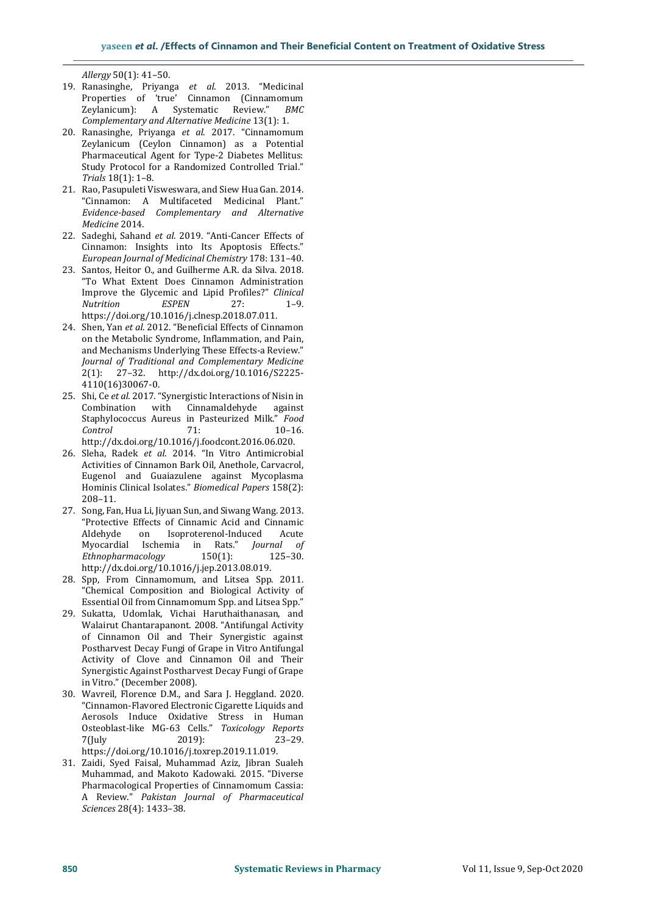*Allergy* 50(1): 41–50.

19. Ranasinghe, Priyanga *et al*. 2013. "Medicinal Properties of 'true' Cinnamon (Cinnamomum Zeylanicum): A Systematic Review." *BMC Complementary and Alternative Medicine* 13(1): 1.
20. Ranasinghe, Priyanga *et al*. 2017. "Cinnamomum Zeylanicum (Ceylon Cinnamon) as a Potential Pharmaceutical Agent for Type-2 Diabetes Mellitus: Study Protocol for a Randomized Controlled Trial." *Trials* 18(1): 1–8.
21. Rao, Pasupuleti Visweswara, and Siew Hua Gan. 2014. "Cinnamon: A Multifaceted Medicinal Plant." *Evidence-based Complementary and Alternative Medicine* 2014.
22. Sadeghi, Sahand *et al*. 2019. "Anti-Cancer Effects of Cinnamon: Insights into Its Apoptosis Effects." *European Journal of Medicinal Chemistry* 178: 131–40.
23. Santos, Heitor O., and Guilherme A.R. da Silva. 2018. "To What Extent Does Cinnamon Administration Improve the Glycemic and Lipid Profiles?" *Clinical Nutrition ESPEN* 27: 1–9. https://doi.org/10.1016/j.clnesp.2018.07.011.
24. Shen, Yan *et al*. 2012. "Beneficial Effects of Cinnamon on the Metabolic Syndrome, Inflammation, and Pain, and Mechanisms Underlying These Effects-a Review." *Journal of Traditional and Complementary Medicine* 2(1): 27–32. http://dx.doi.org/10.1016/S2225-4110(16)30067-0.
25. Shi, Ce *et al*. 2017. "Synergistic Interactions of Nisin in Combination with Cinnamaldehyde against Staphylococcus Aureus in Pasteurized Milk." *Food Control* 71: 10–16. http://dx.doi.org/10.1016/j.foodcont.2016.06.020.
26. Sleha, Radek *et al*. 2014. "In Vitro Antimicrobial Activities of Cinnamon Bark Oil, Anethole, Carvacrol, Eugenol and Guaiazulene against Mycoplasma Hominis Clinical Isolates." *Biomedical Papers* 158(2): 208–11.
27. Song, Fan, Hua Li, Jiyuan Sun, and Siwang Wang. 2013. "Protective Effects of Cinnamic Acid and Cinnamic Aldehyde on Isoproterenol-Induced Acute Myocardial Ischemia in Rats." *Journal of Ethnopharmacology* 150(1): 125–30. http://dx.doi.org/10.1016/j.jep.2013.08.019.
28. Spp, From Cinnamomum, and Litsea Spp. 2011. "Chemical Composition and Biological Activity of Essential Oil from Cinnamomum Spp. and Litsea Spp."
29. Sukatta, Udomlak, Vichai Haruthaithanasan, and Walairut Chantarapanont. 2008. "Antifungal Activity of Cinnamon Oil and Their Synergistic against Postharvest Decay Fungi of Grape in Vitro Antifungal Activity of Clove and Cinnamon Oil and Their Synergistic Against Postharvest Decay Fungi of Grape in Vitro." (December 2008).
30. Wavreil, Florence D.M., and Sara J. Heggland. 2020. "Cinnamon-Flavored Electronic Cigarette Liquids and Aerosols Induce Oxidative Stress in Human Osteoblast-like MG-63 Cells." *Toxicology Reports* 7(July 2019): 23–29. https://doi.org/10.1016/j.toxrep.2019.11.019.
31. Zaidi, Syed Faisal, Muhammad Aziz, Jibran Sualeh Muhammad, and Makoto Kadowaki. 2015. "Diverse Pharmacological Properties of Cinnamomum Cassia: A Review." *Pakistan Journal of Pharmaceutical Sciences* 28(4): 1433–38.